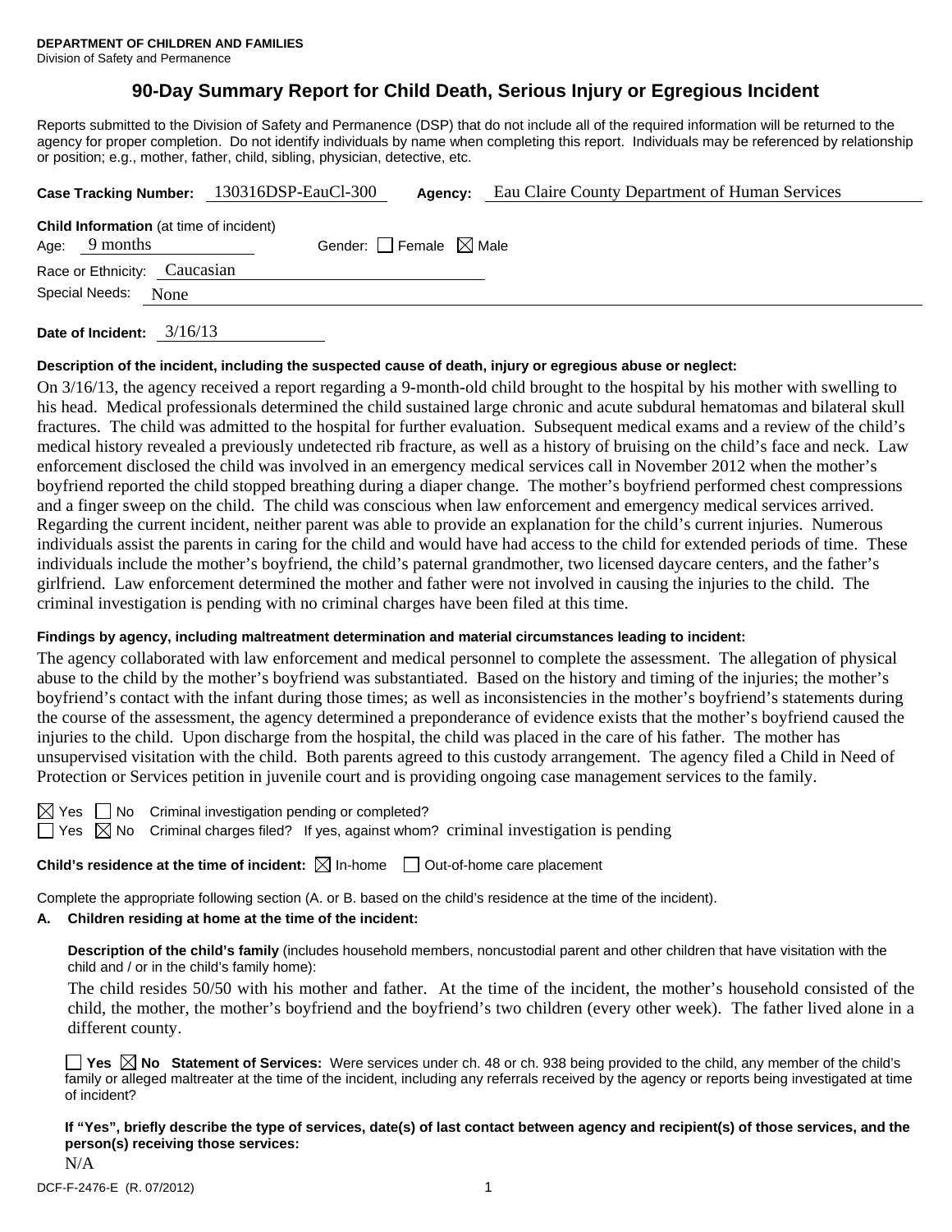**DEPARTMENT OF CHILDREN AND FAMILIES**
Division of Safety and Permanence

# 90-Day Summary Report for Child Death, Serious Injury or Egregious Incident

Reports submitted to the Division of Safety and Permanence (DSP) that do not include all of the required information will be returned to the agency for proper completion. Do not identify individuals by name when completing this report. Individuals may be referenced by relationship or position; e.g., mother, father, child, sibling, physician, detective, etc.

**Case Tracking Number:** 130316DSP-EauCl-300 **Agency:** Eau Claire County Department of Human Services

**Child Information** (at time of incident)
Age: 9 months Gender: ☐ Female ☒ Male
Race or Ethnicity: Caucasian
Special Needs: None

**Date of Incident:** 3/16/13

**Description of the incident, including the suspected cause of death, injury or egregious abuse or neglect:**

On 3/16/13, the agency received a report regarding a 9-month-old child brought to the hospital by his mother with swelling to his head. Medical professionals determined the child sustained large chronic and acute subdural hematomas and bilateral skull fractures. The child was admitted to the hospital for further evaluation. Subsequent medical exams and a review of the child's medical history revealed a previously undetected rib fracture, as well as a history of bruising on the child's face and neck. Law enforcement disclosed the child was involved in an emergency medical services call in November 2012 when the mother's boyfriend reported the child stopped breathing during a diaper change. The mother's boyfriend performed chest compressions and a finger sweep on the child. The child was conscious when law enforcement and emergency medical services arrived. Regarding the current incident, neither parent was able to provide an explanation for the child's current injuries. Numerous individuals assist the parents in caring for the child and would have had access to the child for extended periods of time. These individuals include the mother's boyfriend, the child's paternal grandmother, two licensed daycare centers, and the father's girlfriend. Law enforcement determined the mother and father were not involved in causing the injuries to the child. The criminal investigation is pending with no criminal charges have been filed at this time.

**Findings by agency, including maltreatment determination and material circumstances leading to incident:**

The agency collaborated with law enforcement and medical personnel to complete the assessment. The allegation of physical abuse to the child by the mother's boyfriend was substantiated. Based on the history and timing of the injuries; the mother's boyfriend's contact with the infant during those times; as well as inconsistencies in the mother's boyfriend's statements during the course of the assessment, the agency determined a preponderance of evidence exists that the mother's boyfriend caused the injuries to the child. Upon discharge from the hospital, the child was placed in the care of his father. The mother has unsupervised visitation with the child. Both parents agreed to this custody arrangement. The agency filed a Child in Need of Protection or Services petition in juvenile court and is providing ongoing case management services to the family.

☒ Yes ☐ No Criminal investigation pending or completed?
☐ Yes ☒ No Criminal charges filed? If yes, against whom? criminal investigation is pending

**Child's residence at the time of incident:** ☒ In-home ☐ Out-of-home care placement

Complete the appropriate following section (A. or B. based on the child's residence at the time of the incident).

**A. Children residing at home at the time of the incident:**

**Description of the child's family** (includes household members, noncustodial parent and other children that have visitation with the child and / or in the child's family home):

The child resides 50/50 with his mother and father. At the time of the incident, the mother's household consisted of the child, the mother, the mother's boyfriend and the boyfriend's two children (every other week). The father lived alone in a different county.

☐ **Yes** ☒ **No Statement of Services:** Were services under ch. 48 or ch. 938 being provided to the child, any member of the child's family or alleged maltreater at the time of the incident, including any referrals received by the agency or reports being investigated at time of incident?

**If "Yes", briefly describe the type of services, date(s) of last contact between agency and recipient(s) of those services, and the person(s) receiving those services:**

N/A

DCF-F-2476-E (R. 07/2012)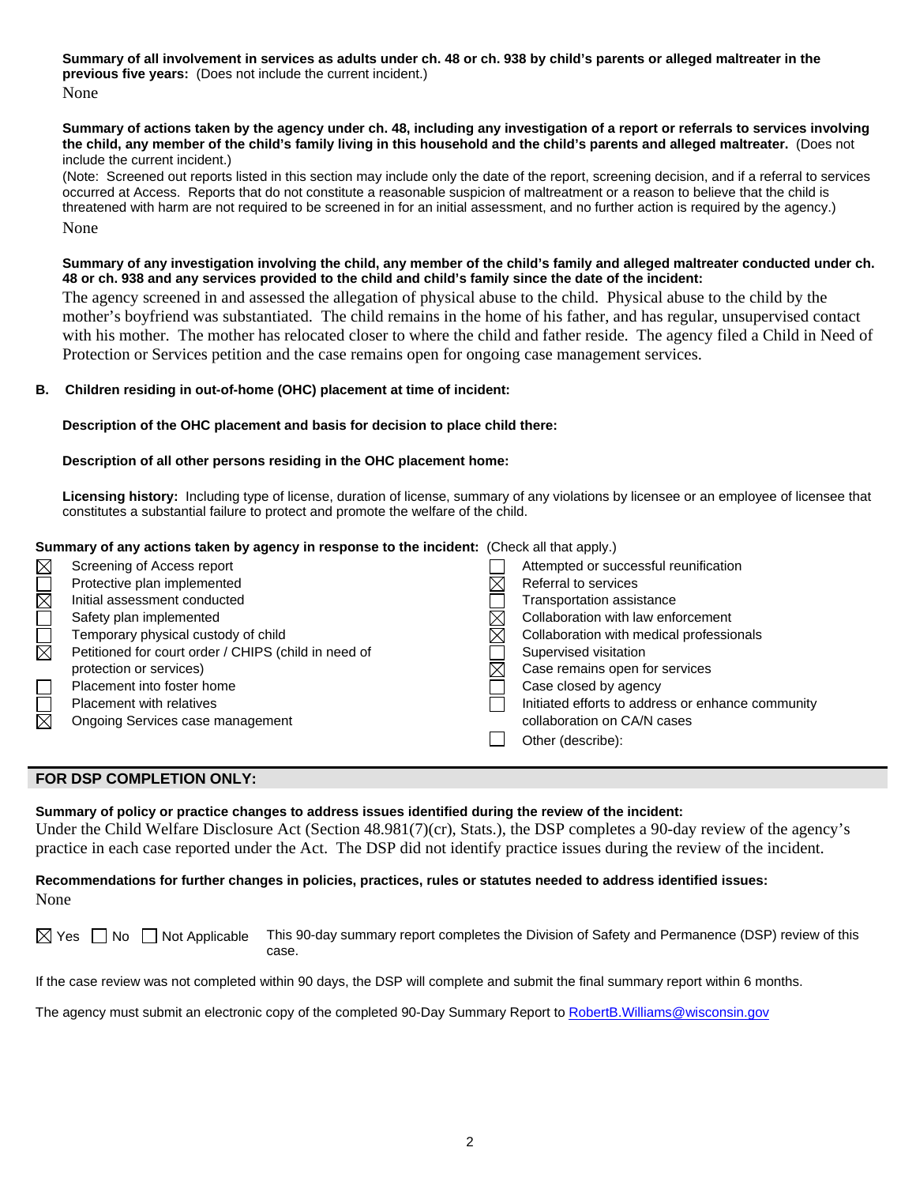**Summary of all involvement in services as adults under ch. 48 or ch. 938 by child's parents or alleged maltreater in the previous five years:** (Does not include the current incident.)

None

**Summary of actions taken by the agency under ch. 48, including any investigation of a report or referrals to services involving the child, any member of the child's family living in this household and the child's parents and alleged maltreater.** (Does not include the current incident.)

(Note: Screened out reports listed in this section may include only the date of the report, screening decision, and if a referral to services occurred at Access. Reports that do not constitute a reasonable suspicion of maltreatment or a reason to believe that the child is threatened with harm are not required to be screened in for an initial assessment, and no further action is required by the agency.)

None

**Summary of any investigation involving the child, any member of the child's family and alleged maltreater conducted under ch. 48 or ch. 938 and any services provided to the child and child's family since the date of the incident:**

The agency screened in and assessed the allegation of physical abuse to the child. Physical abuse to the child by the mother's boyfriend was substantiated. The child remains in the home of his father, and has regular, unsupervised contact with his mother. The mother has relocated closer to where the child and father reside. The agency filed a Child in Need of Protection or Services petition and the case remains open for ongoing case management services.

**B. Children residing in out-of-home (OHC) placement at time of incident:**

**Description of the OHC placement and basis for decision to place child there:**

**Description of all other persons residing in the OHC placement home:**

**Licensing history:** Including type of license, duration of license, summary of any violations by licensee or an employee of licensee that constitutes a substantial failure to protect and promote the welfare of the child.

**Summary of any actions taken by agency in response to the incident:** (Check all that apply.)

- ☒ Screening of Access report
- ☐ Protective plan implemented
- ☒ Initial assessment conducted
- ☐ Safety plan implemented
- ☐ Temporary physical custody of child
- ☒ Petitioned for court order / CHIPS (child in need of protection or services)
- ☐ Placement into foster home
- ☐ Placement with relatives
- ☒ Ongoing Services case management
- ☐ Attempted or successful reunification
- ☒ Referral to services
- ☐ Transportation assistance
- ☒ Collaboration with law enforcement
- ☒ Collaboration with medical professionals
- ☐ Supervised visitation
- ☒ Case remains open for services
- ☐ Case closed by agency
- ☐ Initiated efforts to address or enhance community collaboration on CA/N cases
- ☐ Other (describe):

## FOR DSP COMPLETION ONLY:

**Summary of policy or practice changes to address issues identified during the review of the incident:**

Under the Child Welfare Disclosure Act (Section 48.981(7)(cr), Stats.), the DSP completes a 90-day review of the agency's practice in each case reported under the Act. The DSP did not identify practice issues during the review of the incident.

**Recommendations for further changes in policies, practices, rules or statutes needed to address identified issues:**

None

☒ Yes ☐ No ☐ Not Applicable This 90-day summary report completes the Division of Safety and Permanence (DSP) review of this case.

If the case review was not completed within 90 days, the DSP will complete and submit the final summary report within 6 months.

The agency must submit an electronic copy of the completed 90-Day Summary Report to RobertB.Williams@wisconsin.gov